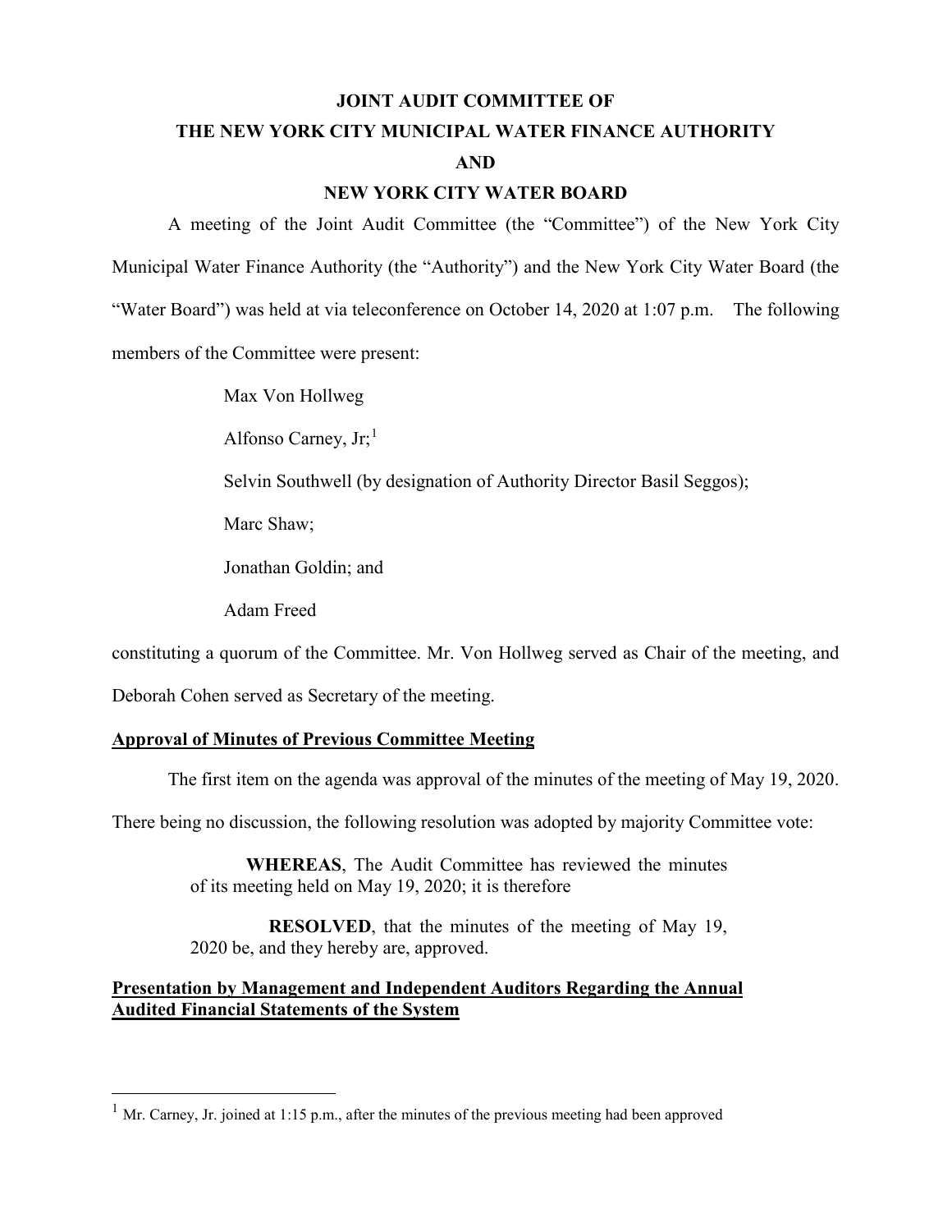# JOINT AUDIT COMMITTEE OF
# THE NEW YORK CITY MUNICIPAL WATER FINANCE AUTHORITY
# AND
# NEW YORK CITY WATER BOARD

A meeting of the Joint Audit Committee (the "Committee") of the New York City Municipal Water Finance Authority (the "Authority") and the New York City Water Board (the "Water Board") was held at via teleconference on October 14, 2020 at 1:07 p.m. The following members of the Committee were present:

Max Von Hollweg

Alfonso Carney, Jr;[1]

Selvin Southwell (by designation of Authority Director Basil Seggos);

Marc Shaw;

Jonathan Goldin; and

Adam Freed

constituting a quorum of the Committee. Mr. Von Hollweg served as Chair of the meeting, and Deborah Cohen served as Secretary of the meeting.

**Approval of Minutes of Previous Committee Meeting**

The first item on the agenda was approval of the minutes of the meeting of May 19, 2020. There being no discussion, the following resolution was adopted by majority Committee vote:

> **WHEREAS**, The Audit Committee has reviewed the minutes of its meeting held on May 19, 2020; it is therefore
>
> **RESOLVED**, that the minutes of the meeting of May 19, 2020 be, and they hereby are, approved.

**Presentation by Management and Independent Auditors Regarding the Annual Audited Financial Statements of the System**

---

[1] Mr. Carney, Jr. joined at 1:15 p.m., after the minutes of the previous meeting had been approved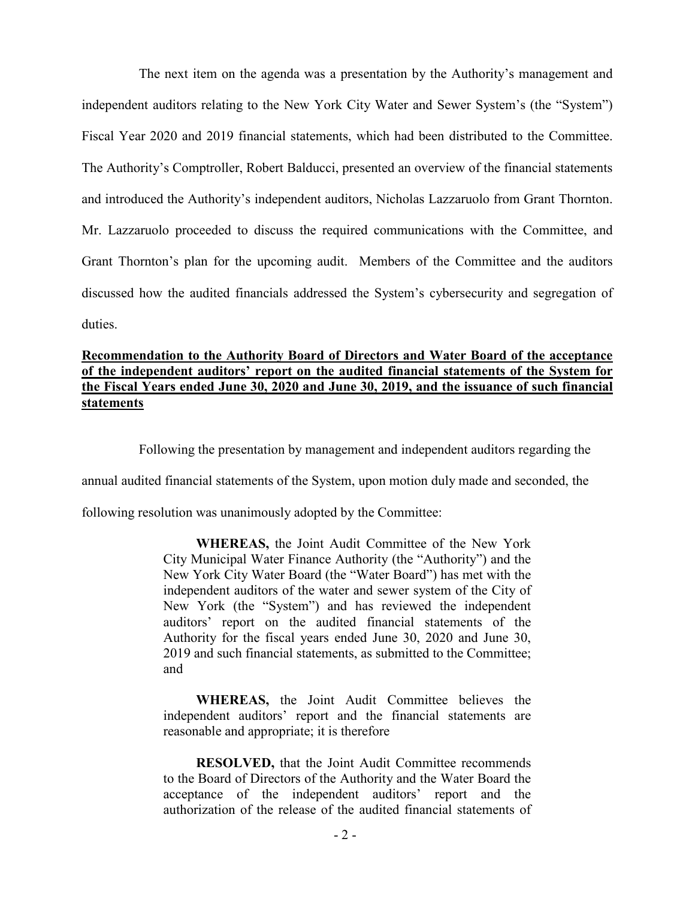The next item on the agenda was a presentation by the Authority's management and independent auditors relating to the New York City Water and Sewer System's (the "System") Fiscal Year 2020 and 2019 financial statements, which had been distributed to the Committee. The Authority's Comptroller, Robert Balducci, presented an overview of the financial statements and introduced the Authority's independent auditors, Nicholas Lazzaruolo from Grant Thornton. Mr. Lazzaruolo proceeded to discuss the required communications with the Committee, and Grant Thornton's plan for the upcoming audit. Members of the Committee and the auditors discussed how the audited financials addressed the System's cybersecurity and segregation of duties.

**Recommendation to the Authority Board of Directors and Water Board of the acceptance of the independent auditors' report on the audited financial statements of the System for the Fiscal Years ended June 30, 2020 and June 30, 2019, and the issuance of such financial statements**

Following the presentation by management and independent auditors regarding the annual audited financial statements of the System, upon motion duly made and seconded, the following resolution was unanimously adopted by the Committee:

> **WHEREAS,** the Joint Audit Committee of the New York City Municipal Water Finance Authority (the "Authority") and the New York City Water Board (the "Water Board") has met with the independent auditors of the water and sewer system of the City of New York (the "System") and has reviewed the independent auditors' report on the audited financial statements of the Authority for the fiscal years ended June 30, 2020 and June 30, 2019 and such financial statements, as submitted to the Committee; and
>
> **WHEREAS,** the Joint Audit Committee believes the independent auditors' report and the financial statements are reasonable and appropriate; it is therefore
>
> **RESOLVED,** that the Joint Audit Committee recommends to the Board of Directors of the Authority and the Water Board the acceptance of the independent auditors' report and the authorization of the release of the audited financial statements of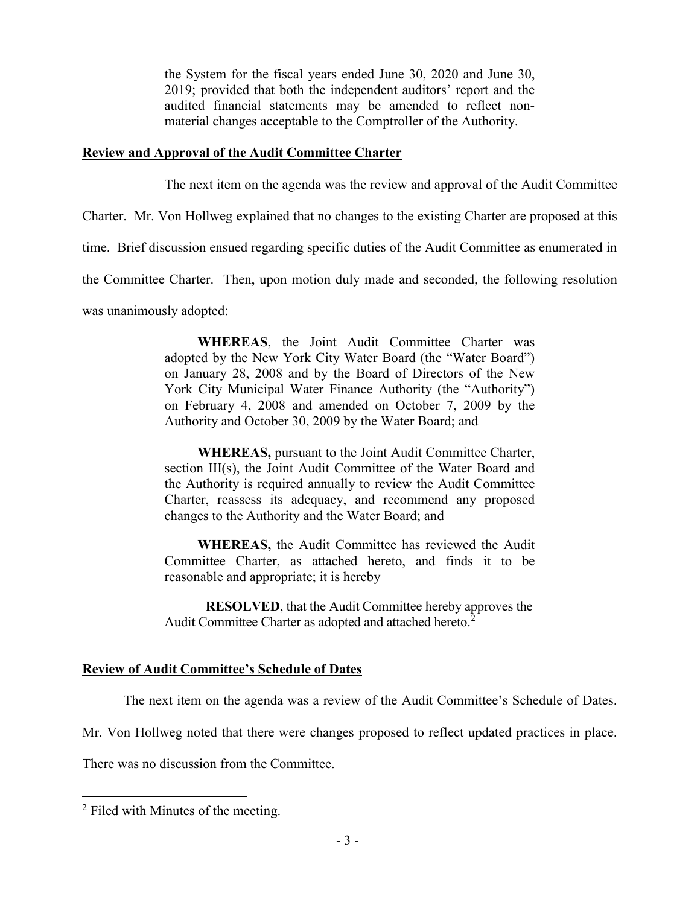the System for the fiscal years ended June 30, 2020 and June 30, 2019; provided that both the independent auditors' report and the audited financial statements may be amended to reflect non-material changes acceptable to the Comptroller of the Authority.

**Review and Approval of the Audit Committee Charter**

The next item on the agenda was the review and approval of the Audit Committee Charter. Mr. Von Hollweg explained that no changes to the existing Charter are proposed at this time. Brief discussion ensued regarding specific duties of the Audit Committee as enumerated in the Committee Charter. Then, upon motion duly made and seconded, the following resolution was unanimously adopted:

> **WHEREAS**, the Joint Audit Committee Charter was adopted by the New York City Water Board (the "Water Board") on January 28, 2008 and by the Board of Directors of the New York City Municipal Water Finance Authority (the "Authority") on February 4, 2008 and amended on October 7, 2009 by the Authority and October 30, 2009 by the Water Board; and
>
> **WHEREAS,** pursuant to the Joint Audit Committee Charter, section III(s), the Joint Audit Committee of the Water Board and the Authority is required annually to review the Audit Committee Charter, reassess its adequacy, and recommend any proposed changes to the Authority and the Water Board; and
>
> **WHEREAS,** the Audit Committee has reviewed the Audit Committee Charter, as attached hereto, and finds it to be reasonable and appropriate; it is hereby
>
> **RESOLVED**, that the Audit Committee hereby approves the Audit Committee Charter as adopted and attached hereto.[2]

**Review of Audit Committee's Schedule of Dates**

The next item on the agenda was a review of the Audit Committee's Schedule of Dates. Mr. Von Hollweg noted that there were changes proposed to reflect updated practices in place. There was no discussion from the Committee.

---

[2] Filed with Minutes of the meeting.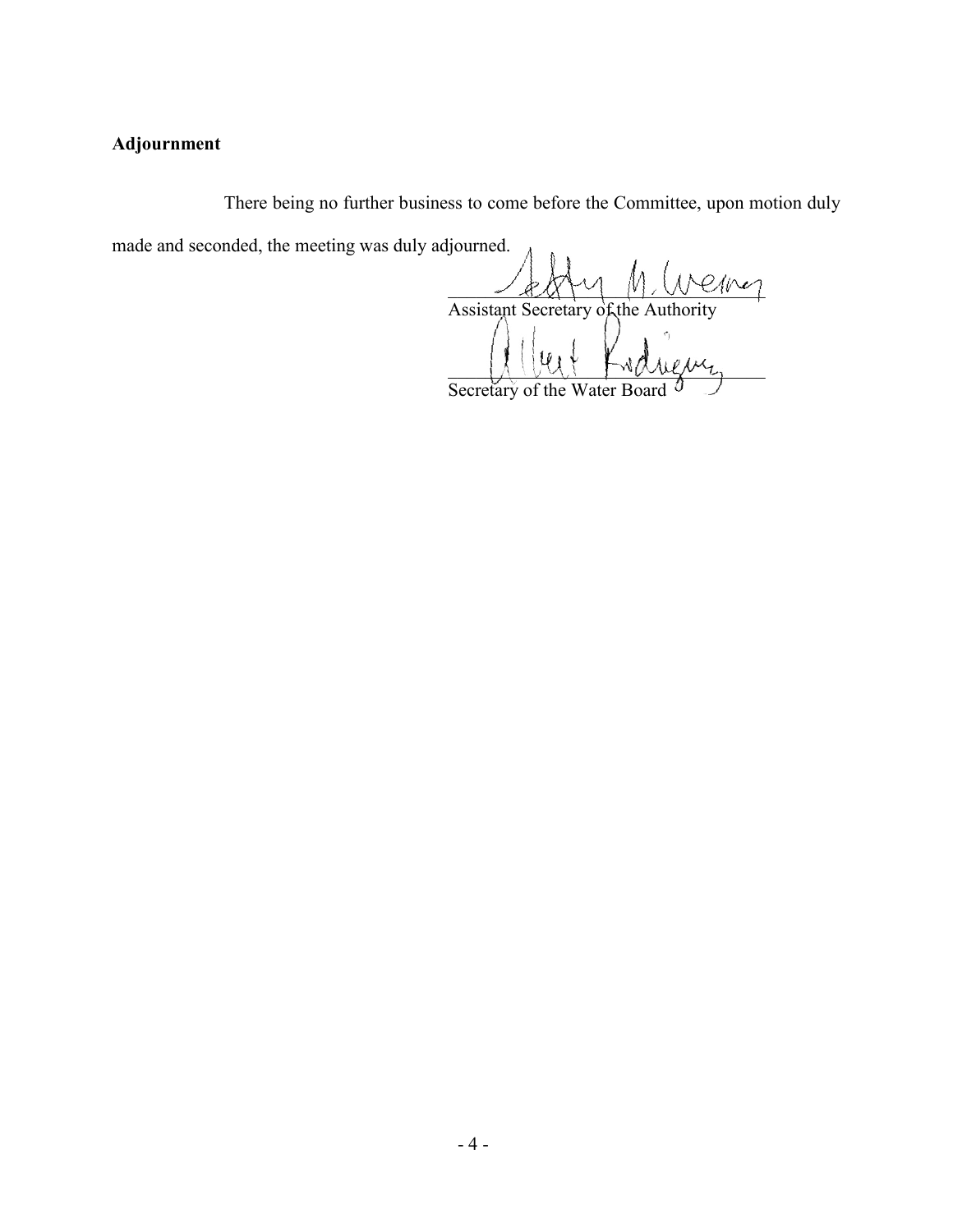## Adjournment

There being no further business to come before the Committee, upon motion duly made and seconded, the meeting was duly adjourned.

Assistant Secretary of the Authority

Secretary of the Water Board